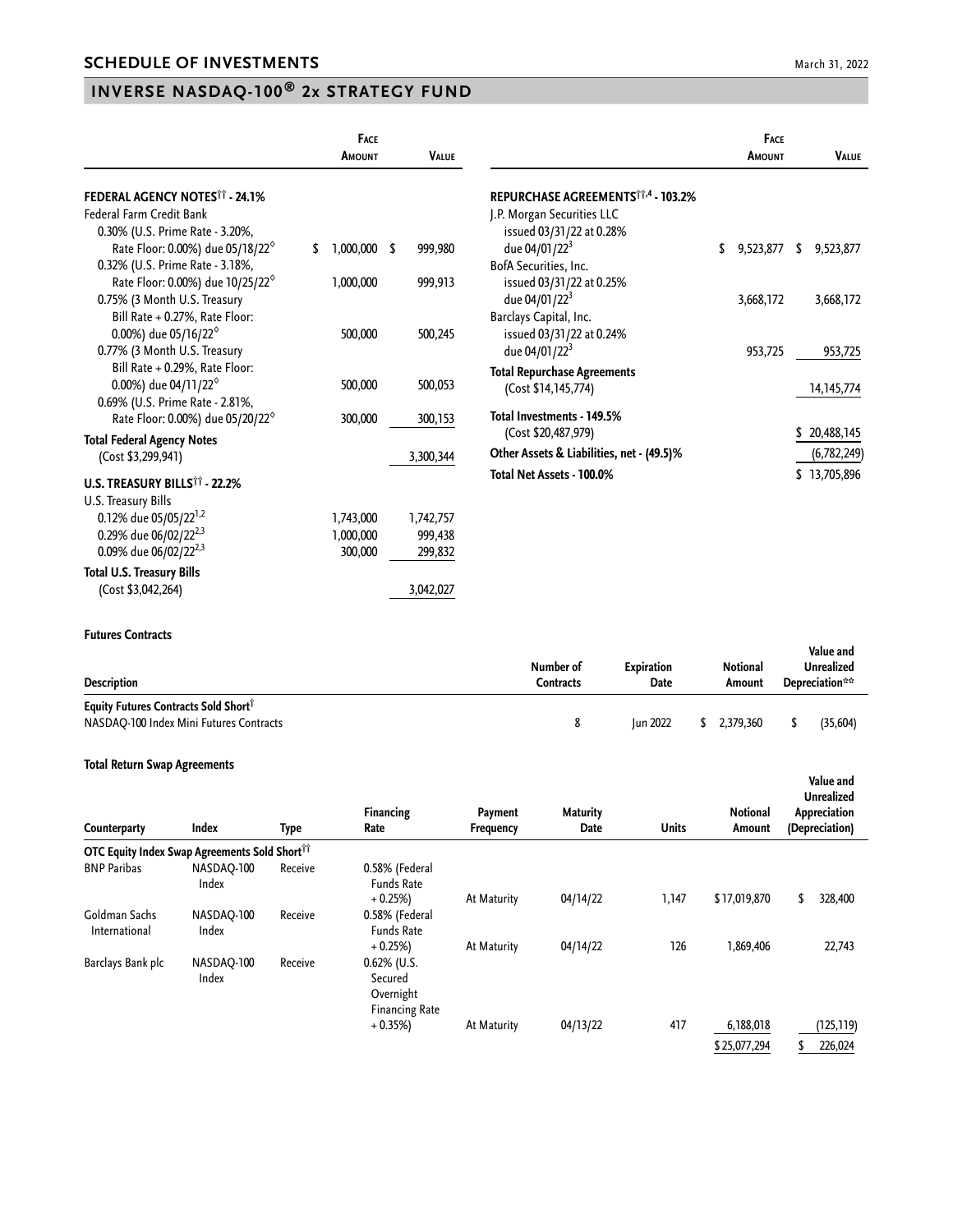## SCHEDULE OF INVESTMENTS

March 31, 2022

## INVERSE NASDAQ-100® 2x STRATEGY FUND

| | Face Amount | Value |
|---|---|---|
| **FEDERAL AGENCY NOTES†† - 24.1%** | | |
| Federal Farm Credit Bank | | |
| 0.30% (U.S. Prime Rate - 3.20%, Rate Floor: 0.00%) due 05/18/22◊ | $ 1,000,000 | $ 999,980 |
| 0.32% (U.S. Prime Rate - 3.18%, Rate Floor: 0.00%) due 10/25/22◊ | 1,000,000 | 999,913 |
| 0.75% (3 Month U.S. Treasury Bill Rate + 0.27%, Rate Floor: 0.00%) due 05/16/22◊ | 500,000 | 500,245 |
| 0.77% (3 Month U.S. Treasury Bill Rate + 0.29%, Rate Floor: 0.00%) due 04/11/22◊ | 500,000 | 500,053 |
| 0.69% (U.S. Prime Rate - 2.81%, Rate Floor: 0.00%) due 05/20/22◊ | 300,000 | 300,153 |
| **Total Federal Agency Notes** (Cost $3,299,941) | | 3,300,344 |
| **U.S. TREASURY BILLS†† - 22.2%** | | |
| U.S. Treasury Bills | | |
| 0.12% due 05/05/22[1,2] | 1,743,000 | 1,742,757 |
| 0.29% due 06/02/22[2,3] | 1,000,000 | 999,438 |
| 0.09% due 06/02/22[2,3] | 300,000 | 299,832 |
| **Total U.S. Treasury Bills** (Cost $3,042,264) | | 3,042,027 |
| **REPURCHASE AGREEMENTS††,4 - 103.2%** | | |
| J.P. Morgan Securities LLC issued 03/31/22 at 0.28% due 04/01/22[3] | $ 9,523,877 | $ 9,523,877 |
| BofA Securities, Inc. issued 03/31/22 at 0.25% due 04/01/22[3] | 3,668,172 | 3,668,172 |
| Barclays Capital, Inc. issued 03/31/22 at 0.24% due 04/01/22[3] | 953,725 | 953,725 |
| **Total Repurchase Agreements** (Cost $14,145,774) | | 14,145,774 |
| **Total Investments - 149.5%** (Cost $20,487,979) | | $ 20,488,145 |
| **Other Assets & Liabilities, net - (49.5)%** | | (6,782,249) |
| **Total Net Assets - 100.0%** | | $ 13,705,896 |

### Futures Contracts

| Description | Number of Contracts | Expiration Date | Notional Amount | Value and Unrealized Depreciation** |
|---|---|---|---|---|
| **Equity Futures Contracts Sold Short†** | | | | |
| NASDAQ-100 Index Mini Futures Contracts | 8 | Jun 2022 | $ 2,379,360 | $ (35,604) |

### Total Return Swap Agreements

| Counterparty | Index | Type | Financing Rate | Payment Frequency | Maturity Date | Units | Notional Amount | Value and Unrealized Appreciation (Depreciation) |
|---|---|---|---|---|---|---|---|---|
| **OTC Equity Index Swap Agreements Sold Short††** | | | | | | | | |
| BNP Paribas | NASDAQ-100 Index | Receive | 0.58% (Federal Funds Rate + 0.25%) | At Maturity | 04/14/22 | 1,147 | $ 17,019,870 | $ 328,400 |
| Goldman Sachs International | NASDAQ-100 Index | Receive | 0.58% (Federal Funds Rate + 0.25%) | At Maturity | 04/14/22 | 126 | 1,869,406 | 22,743 |
| Barclays Bank plc | NASDAQ-100 Index | Receive | 0.62% (U.S. Secured Overnight Financing Rate + 0.35%) | At Maturity | 04/13/22 | 417 | 6,188,018 | (125,119) |
| | | | | | | | $ 25,077,294 | $ 226,024 |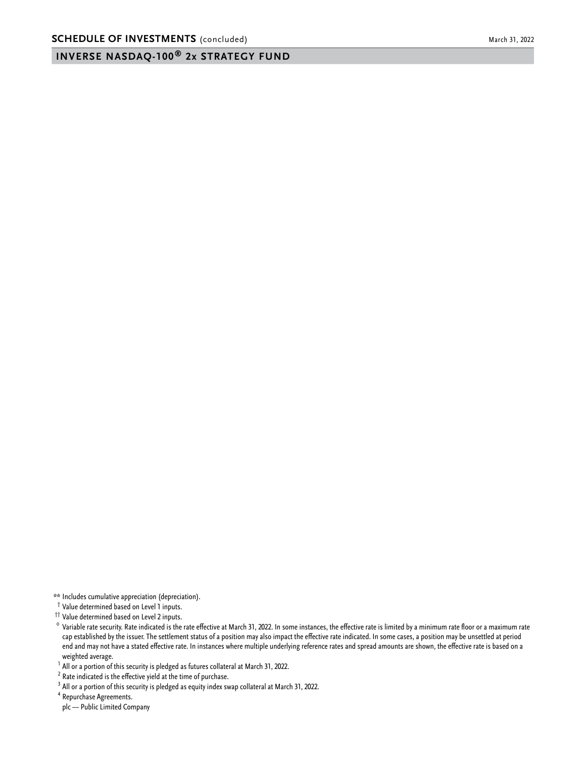## SCHEDULE OF INVESTMENTS (concluded)

March 31, 2022

## INVERSE NASDAQ-100® 2x STRATEGY FUND

** Includes cumulative appreciation (depreciation).

† Value determined based on Level 1 inputs.

†† Value determined based on Level 2 inputs.

◊ Variable rate security. Rate indicated is the rate effective at March 31, 2022. In some instances, the effective rate is limited by a minimum rate floor or a maximum rate cap established by the issuer. The settlement status of a position may also impact the effective rate indicated. In some cases, a position may be unsettled at period end and may not have a stated effective rate. In instances where multiple underlying reference rates and spread amounts are shown, the effective rate is based on a weighted average.

[1] All or a portion of this security is pledged as futures collateral at March 31, 2022.

[2] Rate indicated is the effective yield at the time of purchase.

[3] All or a portion of this security is pledged as equity index swap collateral at March 31, 2022.

[4] Repurchase Agreements.

plc — Public Limited Company